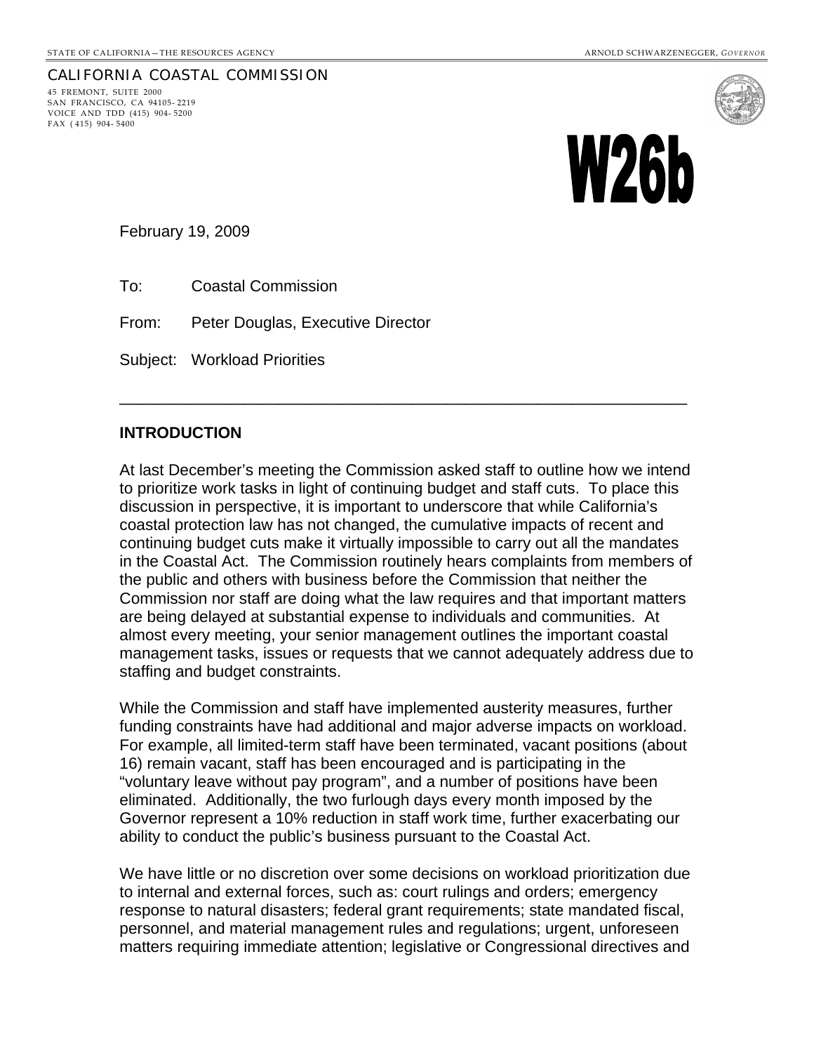STATE OF CALIFORNIA—THE RESOURCES AGENCY — ARNOLD SCHWARZENEGGER, *GOVERNOR*

CALIFORNIA COASTAL COMMISSION
45 FREMONT, SUITE 2000
SAN FRANCISCO, CA 94105-2219
VOICE AND TDD (415) 904-5200
FAX (415) 904-5400

**W26b**

February 19, 2009

To: Coastal Commission

From: Peter Douglas, Executive Director

Subject: Workload Priorities

---

## INTRODUCTION

At last December's meeting the Commission asked staff to outline how we intend to prioritize work tasks in light of continuing budget and staff cuts. To place this discussion in perspective, it is important to underscore that while California's coastal protection law has not changed, the cumulative impacts of recent and continuing budget cuts make it virtually impossible to carry out all the mandates in the Coastal Act. The Commission routinely hears complaints from members of the public and others with business before the Commission that neither the Commission nor staff are doing what the law requires and that important matters are being delayed at substantial expense to individuals and communities. At almost every meeting, your senior management outlines the important coastal management tasks, issues or requests that we cannot adequately address due to staffing and budget constraints.

While the Commission and staff have implemented austerity measures, further funding constraints have had additional and major adverse impacts on workload. For example, all limited-term staff have been terminated, vacant positions (about 16) remain vacant, staff has been encouraged and is participating in the "voluntary leave without pay program", and a number of positions have been eliminated. Additionally, the two furlough days every month imposed by the Governor represent a 10% reduction in staff work time, further exacerbating our ability to conduct the public's business pursuant to the Coastal Act.

We have little or no discretion over some decisions on workload prioritization due to internal and external forces, such as: court rulings and orders; emergency response to natural disasters; federal grant requirements; state mandated fiscal, personnel, and material management rules and regulations; urgent, unforeseen matters requiring immediate attention; legislative or Congressional directives and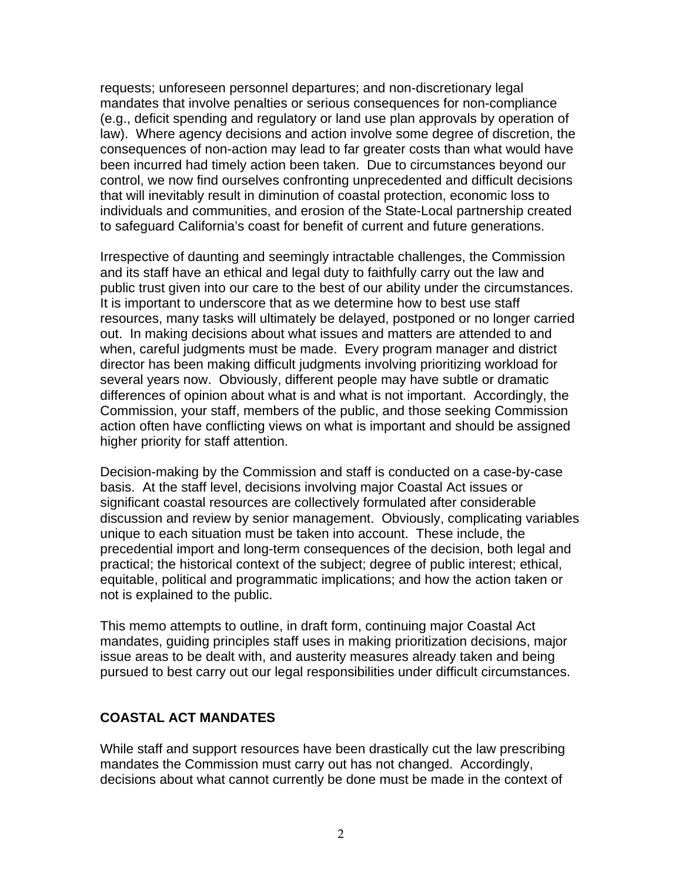requests; unforeseen personnel departures; and non-discretionary legal mandates that involve penalties or serious consequences for non-compliance (e.g., deficit spending and regulatory or land use plan approvals by operation of law). Where agency decisions and action involve some degree of discretion, the consequences of non-action may lead to far greater costs than what would have been incurred had timely action been taken. Due to circumstances beyond our control, we now find ourselves confronting unprecedented and difficult decisions that will inevitably result in diminution of coastal protection, economic loss to individuals and communities, and erosion of the State-Local partnership created to safeguard California's coast for benefit of current and future generations.

Irrespective of daunting and seemingly intractable challenges, the Commission and its staff have an ethical and legal duty to faithfully carry out the law and public trust given into our care to the best of our ability under the circumstances. It is important to underscore that as we determine how to best use staff resources, many tasks will ultimately be delayed, postponed or no longer carried out. In making decisions about what issues and matters are attended to and when, careful judgments must be made. Every program manager and district director has been making difficult judgments involving prioritizing workload for several years now. Obviously, different people may have subtle or dramatic differences of opinion about what is and what is not important. Accordingly, the Commission, your staff, members of the public, and those seeking Commission action often have conflicting views on what is important and should be assigned higher priority for staff attention.

Decision-making by the Commission and staff is conducted on a case-by-case basis. At the staff level, decisions involving major Coastal Act issues or significant coastal resources are collectively formulated after considerable discussion and review by senior management. Obviously, complicating variables unique to each situation must be taken into account. These include, the precedential import and long-term consequences of the decision, both legal and practical; the historical context of the subject; degree of public interest; ethical, equitable, political and programmatic implications; and how the action taken or not is explained to the public.

This memo attempts to outline, in draft form, continuing major Coastal Act mandates, guiding principles staff uses in making prioritization decisions, major issue areas to be dealt with, and austerity measures already taken and being pursued to best carry out our legal responsibilities under difficult circumstances.

## COASTAL ACT MANDATES

While staff and support resources have been drastically cut the law prescribing mandates the Commission must carry out has not changed. Accordingly, decisions about what cannot currently be done must be made in the context of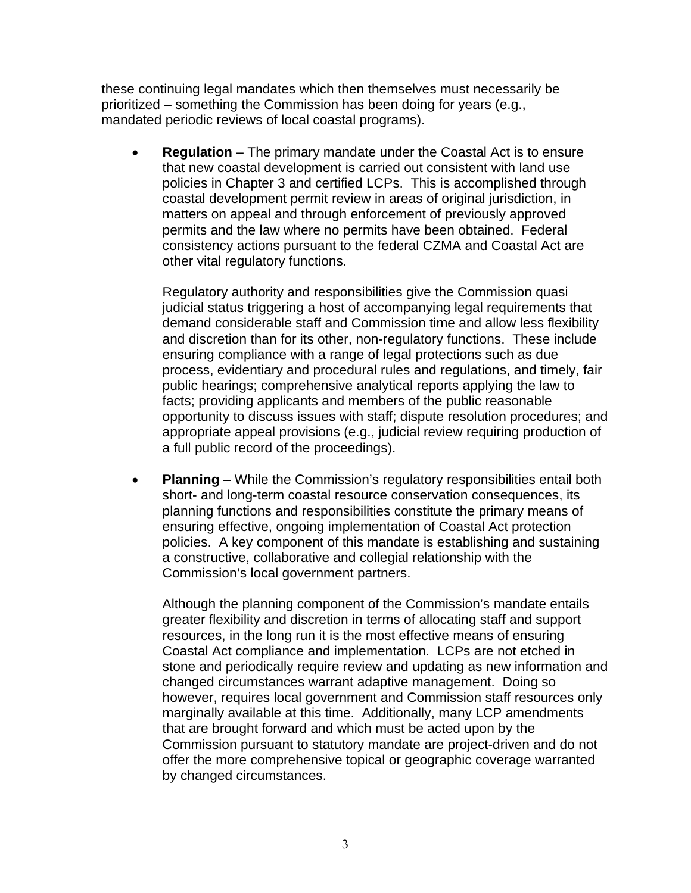these continuing legal mandates which then themselves must necessarily be prioritized – something the Commission has been doing for years (e.g., mandated periodic reviews of local coastal programs).

- **Regulation** – The primary mandate under the Coastal Act is to ensure that new coastal development is carried out consistent with land use policies in Chapter 3 and certified LCPs. This is accomplished through coastal development permit review in areas of original jurisdiction, in matters on appeal and through enforcement of previously approved permits and the law where no permits have been obtained. Federal consistency actions pursuant to the federal CZMA and Coastal Act are other vital regulatory functions.

  Regulatory authority and responsibilities give the Commission quasi judicial status triggering a host of accompanying legal requirements that demand considerable staff and Commission time and allow less flexibility and discretion than for its other, non-regulatory functions. These include ensuring compliance with a range of legal protections such as due process, evidentiary and procedural rules and regulations, and timely, fair public hearings; comprehensive analytical reports applying the law to facts; providing applicants and members of the public reasonable opportunity to discuss issues with staff; dispute resolution procedures; and appropriate appeal provisions (e.g., judicial review requiring production of a full public record of the proceedings).

- **Planning** – While the Commission's regulatory responsibilities entail both short- and long-term coastal resource conservation consequences, its planning functions and responsibilities constitute the primary means of ensuring effective, ongoing implementation of Coastal Act protection policies. A key component of this mandate is establishing and sustaining a constructive, collaborative and collegial relationship with the Commission's local government partners.

  Although the planning component of the Commission's mandate entails greater flexibility and discretion in terms of allocating staff and support resources, in the long run it is the most effective means of ensuring Coastal Act compliance and implementation. LCPs are not etched in stone and periodically require review and updating as new information and changed circumstances warrant adaptive management. Doing so however, requires local government and Commission staff resources only marginally available at this time. Additionally, many LCP amendments that are brought forward and which must be acted upon by the Commission pursuant to statutory mandate are project-driven and do not offer the more comprehensive topical or geographic coverage warranted by changed circumstances.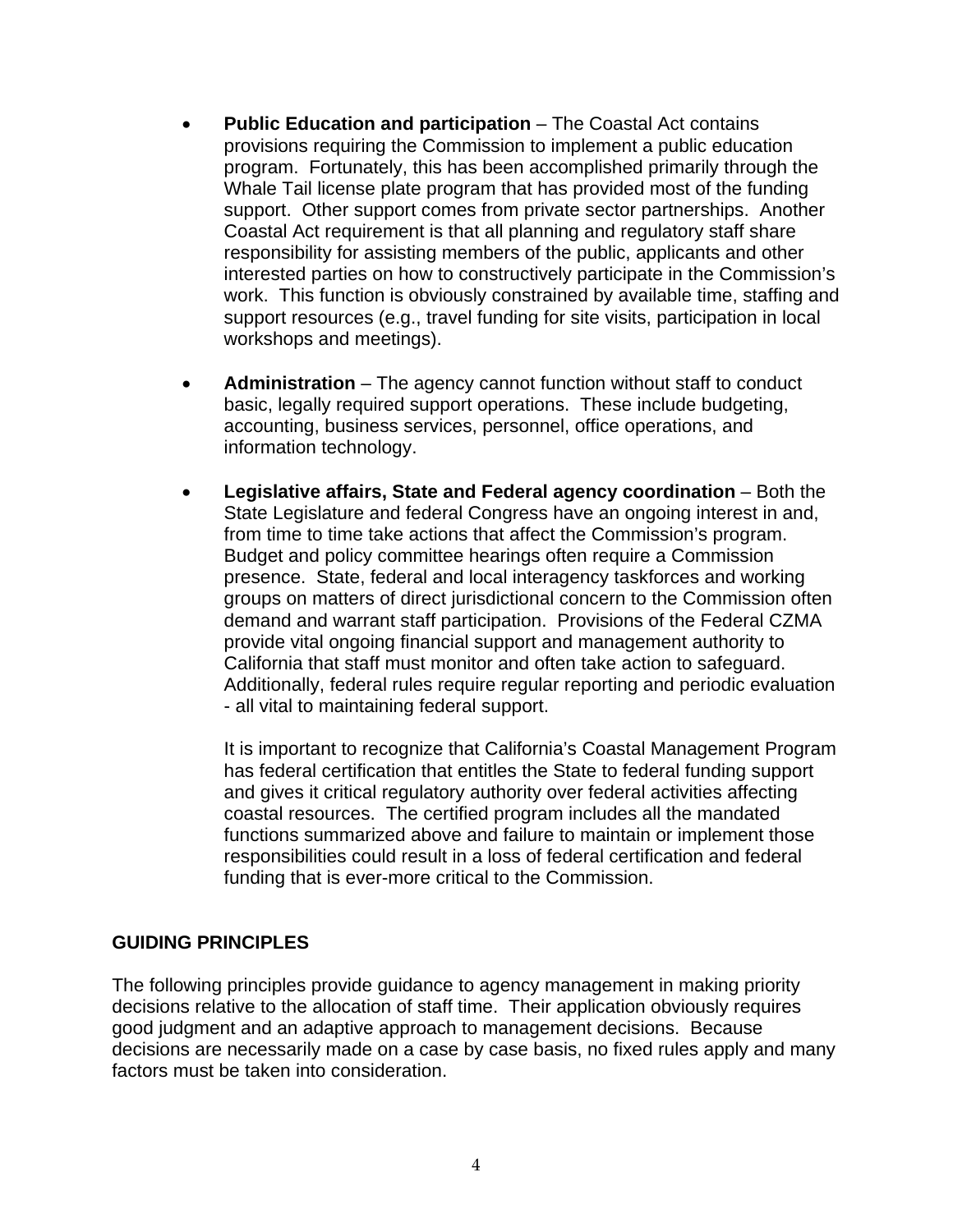- **Public Education and participation** – The Coastal Act contains provisions requiring the Commission to implement a public education program. Fortunately, this has been accomplished primarily through the Whale Tail license plate program that has provided most of the funding support. Other support comes from private sector partnerships. Another Coastal Act requirement is that all planning and regulatory staff share responsibility for assisting members of the public, applicants and other interested parties on how to constructively participate in the Commission's work. This function is obviously constrained by available time, staffing and support resources (e.g., travel funding for site visits, participation in local workshops and meetings).

- **Administration** – The agency cannot function without staff to conduct basic, legally required support operations. These include budgeting, accounting, business services, personnel, office operations, and information technology.

- **Legislative affairs, State and Federal agency coordination** – Both the State Legislature and federal Congress have an ongoing interest in and, from time to time take actions that affect the Commission's program. Budget and policy committee hearings often require a Commission presence. State, federal and local interagency taskforces and working groups on matters of direct jurisdictional concern to the Commission often demand and warrant staff participation. Provisions of the Federal CZMA provide vital ongoing financial support and management authority to California that staff must monitor and often take action to safeguard. Additionally, federal rules require regular reporting and periodic evaluation - all vital to maintaining federal support.

  It is important to recognize that California's Coastal Management Program has federal certification that entitles the State to federal funding support and gives it critical regulatory authority over federal activities affecting coastal resources. The certified program includes all the mandated functions summarized above and failure to maintain or implement those responsibilities could result in a loss of federal certification and federal funding that is ever-more critical to the Commission.

## GUIDING PRINCIPLES

The following principles provide guidance to agency management in making priority decisions relative to the allocation of staff time. Their application obviously requires good judgment and an adaptive approach to management decisions. Because decisions are necessarily made on a case by case basis, no fixed rules apply and many factors must be taken into consideration.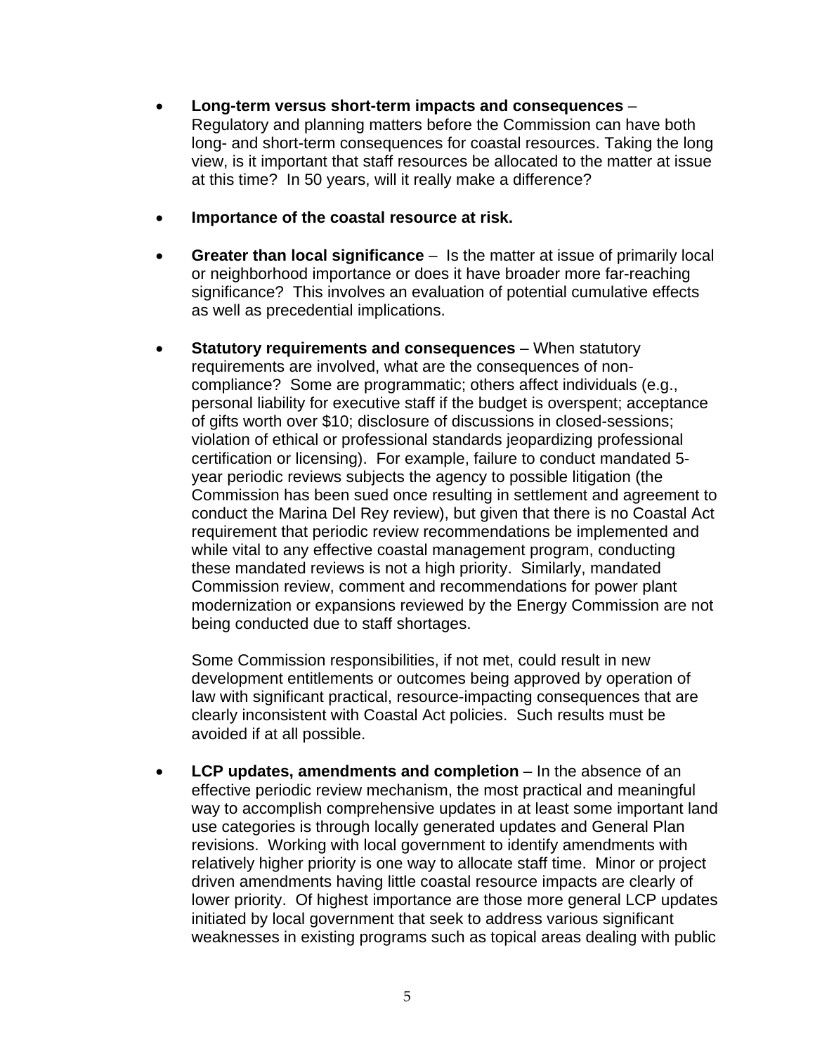- **Long-term versus short-term impacts and consequences** – Regulatory and planning matters before the Commission can have both long- and short-term consequences for coastal resources. Taking the long view, is it important that staff resources be allocated to the matter at issue at this time? In 50 years, will it really make a difference?

- **Importance of the coastal resource at risk.**

- **Greater than local significance** – Is the matter at issue of primarily local or neighborhood importance or does it have broader more far-reaching significance? This involves an evaluation of potential cumulative effects as well as precedential implications.

- **Statutory requirements and consequences** – When statutory requirements are involved, what are the consequences of non-compliance? Some are programmatic; others affect individuals (e.g., personal liability for executive staff if the budget is overspent; acceptance of gifts worth over $10; disclosure of discussions in closed-sessions; violation of ethical or professional standards jeopardizing professional certification or licensing). For example, failure to conduct mandated 5-year periodic reviews subjects the agency to possible litigation (the Commission has been sued once resulting in settlement and agreement to conduct the Marina Del Rey review), but given that there is no Coastal Act requirement that periodic review recommendations be implemented and while vital to any effective coastal management program, conducting these mandated reviews is not a high priority. Similarly, mandated Commission review, comment and recommendations for power plant modernization or expansions reviewed by the Energy Commission are not being conducted due to staff shortages.

  Some Commission responsibilities, if not met, could result in new development entitlements or outcomes being approved by operation of law with significant practical, resource-impacting consequences that are clearly inconsistent with Coastal Act policies. Such results must be avoided if at all possible.

- **LCP updates, amendments and completion** – In the absence of an effective periodic review mechanism, the most practical and meaningful way to accomplish comprehensive updates in at least some important land use categories is through locally generated updates and General Plan revisions. Working with local government to identify amendments with relatively higher priority is one way to allocate staff time. Minor or project driven amendments having little coastal resource impacts are clearly of lower priority. Of highest importance are those more general LCP updates initiated by local government that seek to address various significant weaknesses in existing programs such as topical areas dealing with public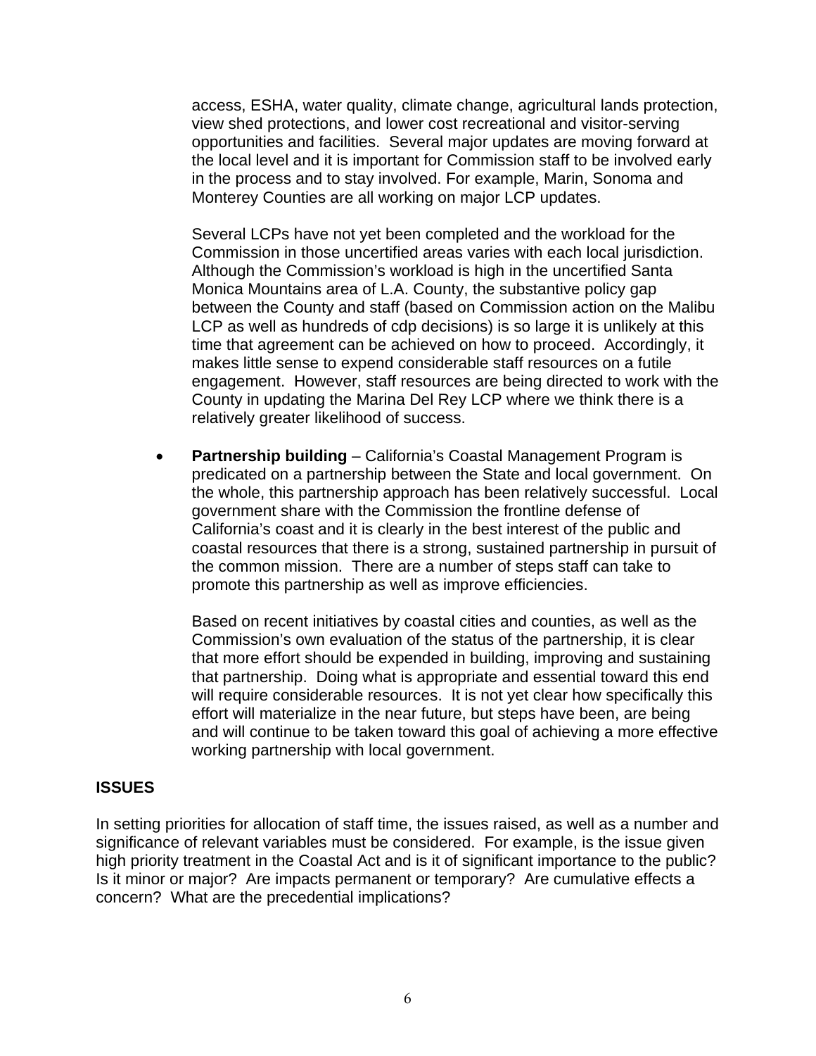access, ESHA, water quality, climate change, agricultural lands protection, view shed protections, and lower cost recreational and visitor-serving opportunities and facilities. Several major updates are moving forward at the local level and it is important for Commission staff to be involved early in the process and to stay involved. For example, Marin, Sonoma and Monterey Counties are all working on major LCP updates.

Several LCPs have not yet been completed and the workload for the Commission in those uncertified areas varies with each local jurisdiction. Although the Commission's workload is high in the uncertified Santa Monica Mountains area of L.A. County, the substantive policy gap between the County and staff (based on Commission action on the Malibu LCP as well as hundreds of cdp decisions) is so large it is unlikely at this time that agreement can be achieved on how to proceed. Accordingly, it makes little sense to expend considerable staff resources on a futile engagement. However, staff resources are being directed to work with the County in updating the Marina Del Rey LCP where we think there is a relatively greater likelihood of success.

- **Partnership building** – California's Coastal Management Program is predicated on a partnership between the State and local government. On the whole, this partnership approach has been relatively successful. Local government share with the Commission the frontline defense of California's coast and it is clearly in the best interest of the public and coastal resources that there is a strong, sustained partnership in pursuit of the common mission. There are a number of steps staff can take to promote this partnership as well as improve efficiencies.

  Based on recent initiatives by coastal cities and counties, as well as the Commission's own evaluation of the status of the partnership, it is clear that more effort should be expended in building, improving and sustaining that partnership. Doing what is appropriate and essential toward this end will require considerable resources. It is not yet clear how specifically this effort will materialize in the near future, but steps have been, are being and will continue to be taken toward this goal of achieving a more effective working partnership with local government.

## ISSUES

In setting priorities for allocation of staff time, the issues raised, as well as a number and significance of relevant variables must be considered. For example, is the issue given high priority treatment in the Coastal Act and is it of significant importance to the public? Is it minor or major? Are impacts permanent or temporary? Are cumulative effects a concern? What are the precedential implications?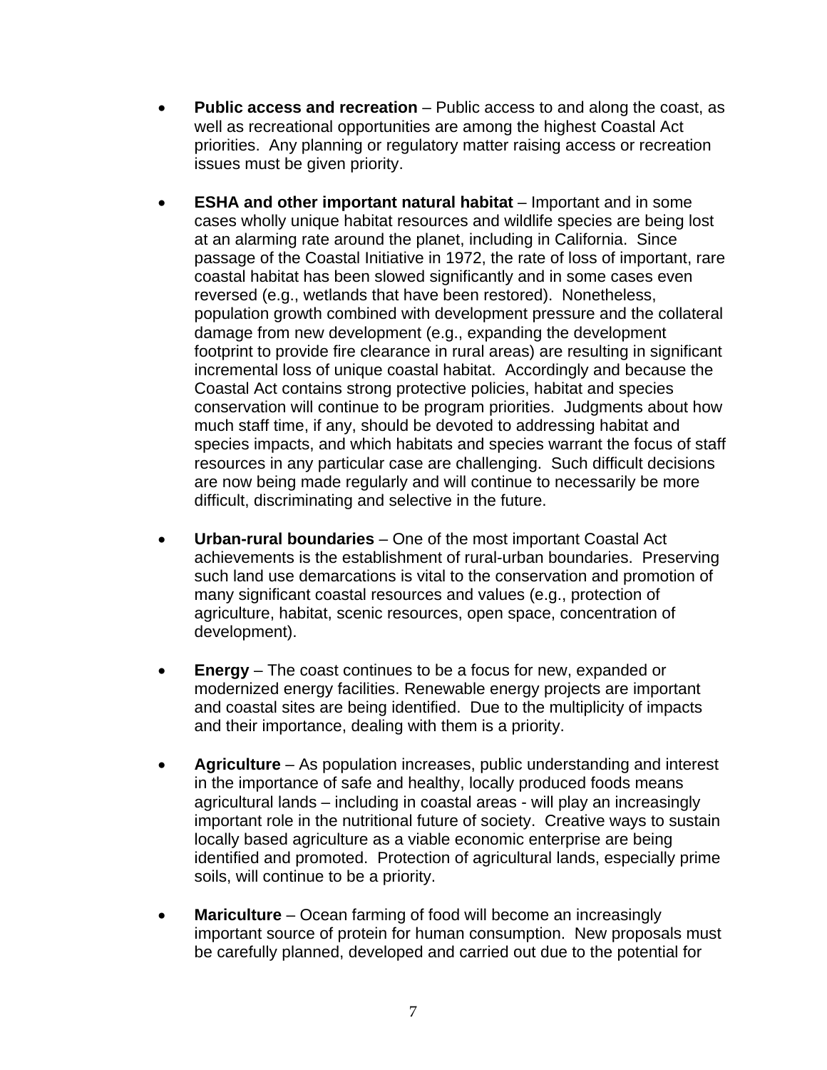- **Public access and recreation** – Public access to and along the coast, as well as recreational opportunities are among the highest Coastal Act priorities. Any planning or regulatory matter raising access or recreation issues must be given priority.

- **ESHA and other important natural habitat** – Important and in some cases wholly unique habitat resources and wildlife species are being lost at an alarming rate around the planet, including in California. Since passage of the Coastal Initiative in 1972, the rate of loss of important, rare coastal habitat has been slowed significantly and in some cases even reversed (e.g., wetlands that have been restored). Nonetheless, population growth combined with development pressure and the collateral damage from new development (e.g., expanding the development footprint to provide fire clearance in rural areas) are resulting in significant incremental loss of unique coastal habitat. Accordingly and because the Coastal Act contains strong protective policies, habitat and species conservation will continue to be program priorities. Judgments about how much staff time, if any, should be devoted to addressing habitat and species impacts, and which habitats and species warrant the focus of staff resources in any particular case are challenging. Such difficult decisions are now being made regularly and will continue to necessarily be more difficult, discriminating and selective in the future.

- **Urban-rural boundaries** – One of the most important Coastal Act achievements is the establishment of rural-urban boundaries. Preserving such land use demarcations is vital to the conservation and promotion of many significant coastal resources and values (e.g., protection of agriculture, habitat, scenic resources, open space, concentration of development).

- **Energy** – The coast continues to be a focus for new, expanded or modernized energy facilities. Renewable energy projects are important and coastal sites are being identified. Due to the multiplicity of impacts and their importance, dealing with them is a priority.

- **Agriculture** – As population increases, public understanding and interest in the importance of safe and healthy, locally produced foods means agricultural lands – including in coastal areas - will play an increasingly important role in the nutritional future of society. Creative ways to sustain locally based agriculture as a viable economic enterprise are being identified and promoted. Protection of agricultural lands, especially prime soils, will continue to be a priority.

- **Mariculture** – Ocean farming of food will become an increasingly important source of protein for human consumption. New proposals must be carefully planned, developed and carried out due to the potential for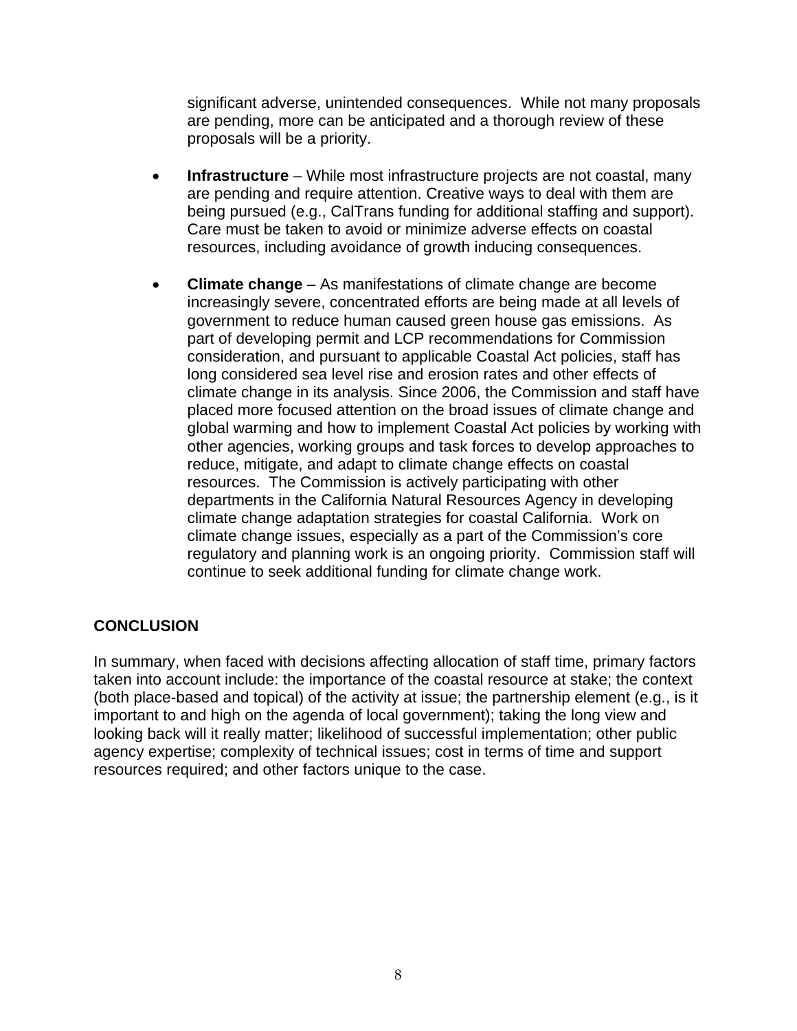significant adverse, unintended consequences. While not many proposals are pending, more can be anticipated and a thorough review of these proposals will be a priority.

- **Infrastructure** – While most infrastructure projects are not coastal, many are pending and require attention. Creative ways to deal with them are being pursued (e.g., CalTrans funding for additional staffing and support). Care must be taken to avoid or minimize adverse effects on coastal resources, including avoidance of growth inducing consequences.

- **Climate change** – As manifestations of climate change are become increasingly severe, concentrated efforts are being made at all levels of government to reduce human caused green house gas emissions. As part of developing permit and LCP recommendations for Commission consideration, and pursuant to applicable Coastal Act policies, staff has long considered sea level rise and erosion rates and other effects of climate change in its analysis. Since 2006, the Commission and staff have placed more focused attention on the broad issues of climate change and global warming and how to implement Coastal Act policies by working with other agencies, working groups and task forces to develop approaches to reduce, mitigate, and adapt to climate change effects on coastal resources. The Commission is actively participating with other departments in the California Natural Resources Agency in developing climate change adaptation strategies for coastal California. Work on climate change issues, especially as a part of the Commission's core regulatory and planning work is an ongoing priority. Commission staff will continue to seek additional funding for climate change work.

## CONCLUSION

In summary, when faced with decisions affecting allocation of staff time, primary factors taken into account include: the importance of the coastal resource at stake; the context (both place-based and topical) of the activity at issue; the partnership element (e.g., is it important to and high on the agenda of local government); taking the long view and looking back will it really matter; likelihood of successful implementation; other public agency expertise; complexity of technical issues; cost in terms of time and support resources required; and other factors unique to the case.